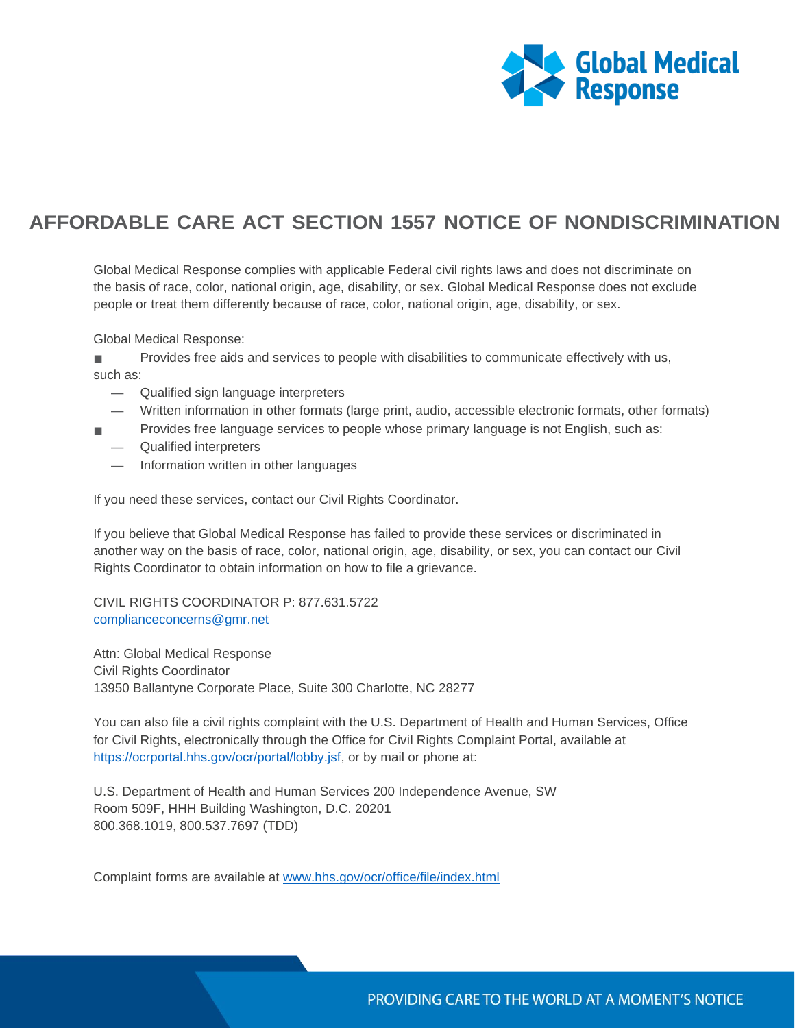# AFFORDABLE CARE ACT SECTION 1557 NOTICE OF NONDISCRIMINATION

Global Medical Response complies with applicable Federal civil rights laws and does not discriminate on the basis of race, color, national origin, age, disability, or sex. Global Medical Response does not exclude people or treat them differently because of race, color, national origin, age, disability, or sex.

Global Medical Response:

- Provides free aids and services to people with disabilities to communicate effectively with us, such as:
  - Qualified sign language interpreters
  - Written information in other formats (large print, audio, accessible electronic formats, other formats)
- Provides free language services to people whose primary language is not English, such as:
  - Qualified interpreters
  - Information written in other languages

If you need these services, contact our Civil Rights Coordinator.

If you believe that Global Medical Response has failed to provide these services or discriminated in another way on the basis of race, color, national origin, age, disability, or sex, you can contact our Civil Rights Coordinator to obtain information on how to file a grievance.

CIVIL RIGHTS COORDINATOR P: 877.631.5722
complianceconcerns@gmr.net

Attn: Global Medical Response
Civil Rights Coordinator
13950 Ballantyne Corporate Place, Suite 300 Charlotte, NC 28277

You can also file a civil rights complaint with the U.S. Department of Health and Human Services, Office for Civil Rights, electronically through the Office for Civil Rights Complaint Portal, available at https://ocrportal.hhs.gov/ocr/portal/lobby.jsf, or by mail or phone at:

U.S. Department of Health and Human Services 200 Independence Avenue, SW
Room 509F, HHH Building Washington, D.C. 20201
800.368.1019, 800.537.7697 (TDD)

Complaint forms are available at www.hhs.gov/ocr/office/file/index.html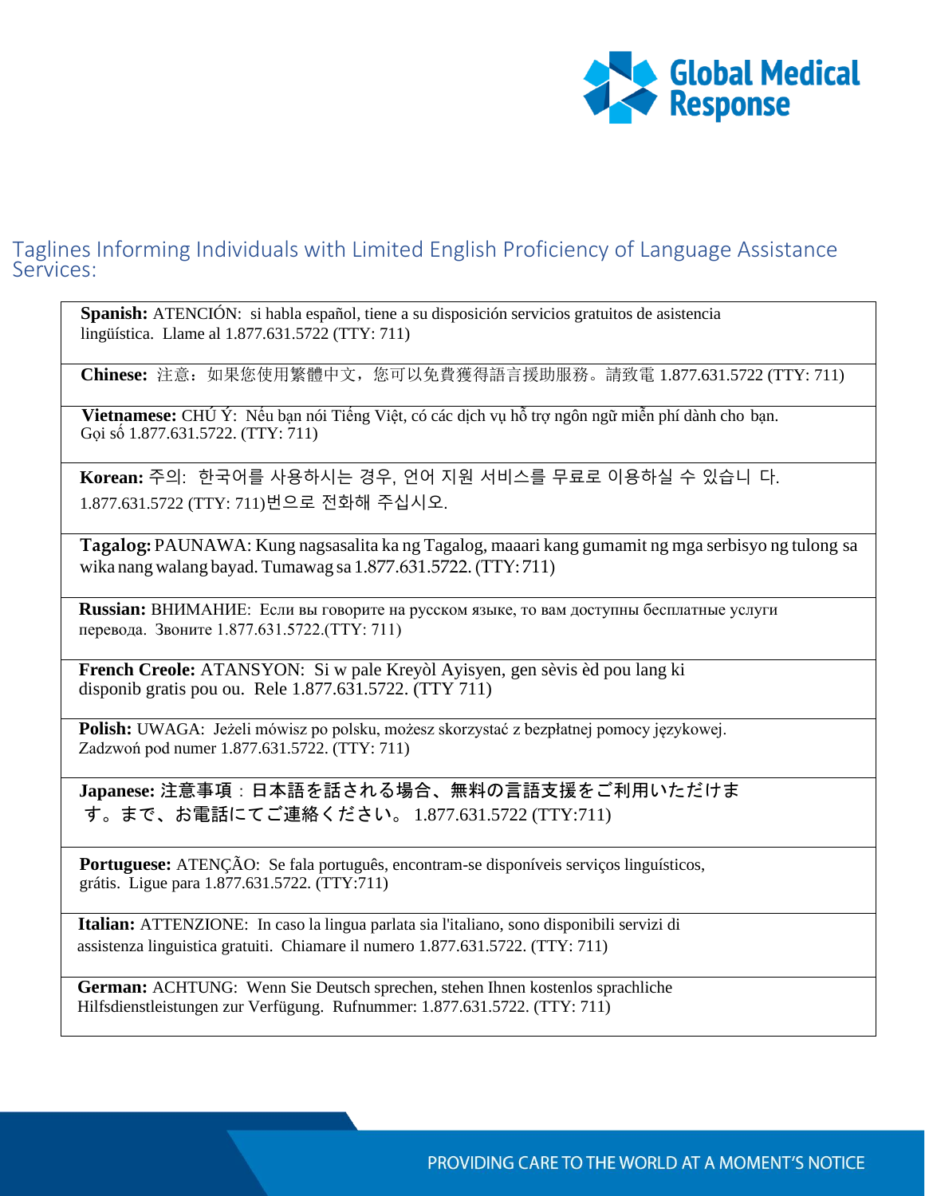Global Medical Response

## Taglines Informing Individuals with Limited English Proficiency of Language Assistance Services:

**Spanish:** ATENCIÓN: si habla español, tiene a su disposición servicios gratuitos de asistencia lingüística. Llame al 1.877.631.5722 (TTY: 711)

**Chinese:** 注意：如果您使用繁體中文，您可以免費獲得語言援助服務。請致電 1.877.631.5722 (TTY: 711)

**Vietnamese:** CHÚ Ý: Nếu bạn nói Tiếng Việt, có các dịch vụ hỗ trợ ngôn ngữ miễn phí dành cho bạn. Gọi số 1.877.631.5722. (TTY: 711)

**Korean:** 주의: 한국어를 사용하시는 경우, 언어 지원 서비스를 무료로 이용하실 수 있습니 다. 1.877.631.5722 (TTY: 711)번으로 전화해 주십시오.

**Tagalog:** PAUNAWA: Kung nagsasalita ka ng Tagalog, maaari kang gumamit ng mga serbisyo ng tulong sa wika nang walang bayad. Tumawag sa 1.877.631.5722. (TTY: 711)

**Russian:** ВНИМАНИЕ: Если вы говорите на русском языке, то вам доступны бесплатные услуги перевода. Звоните 1.877.631.5722.(TTY: 711)

**French Creole:** ATANSYON: Si w pale Kreyòl Ayisyen, gen sèvis èd pou lang ki disponib gratis pou ou. Rele 1.877.631.5722. (TTY 711)

**Polish:** UWAGA: Jeżeli mówisz po polsku, możesz skorzystać z bezpłatnej pomocy językowej. Zadzwoń pod numer 1.877.631.5722. (TTY: 711)

**Japanese:** 注意事項：日本語を話される場合、無料の言語支援をご利用いただけます。まで、お電話にてご連絡ください。 1.877.631.5722 (TTY:711)

**Portuguese:** ATENÇÃO: Se fala português, encontram-se disponíveis serviços linguísticos, grátis. Ligue para 1.877.631.5722. (TTY:711)

**Italian:** ATTENZIONE: In caso la lingua parlata sia l'italiano, sono disponibili servizi di assistenza linguistica gratuiti. Chiamare il numero 1.877.631.5722. (TTY: 711)

**German:** ACHTUNG: Wenn Sie Deutsch sprechen, stehen Ihnen kostenlos sprachliche Hilfsdienstleistungen zur Verfügung. Rufnummer: 1.877.631.5722. (TTY: 711)

PROVIDING CARE TO THE WORLD AT A MOMENT'S NOTICE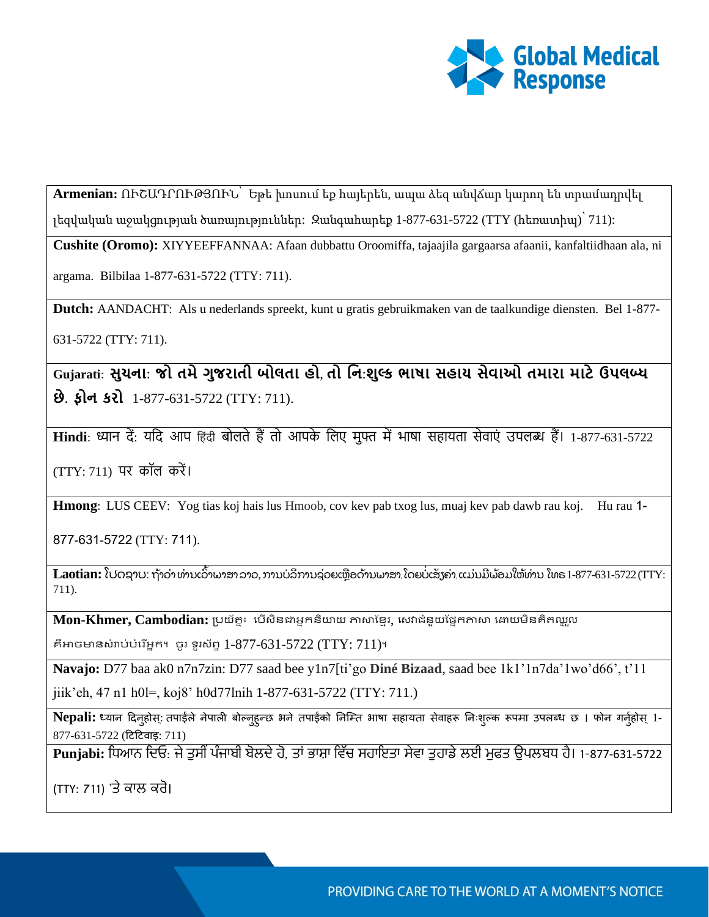**Armenian:** ՈՒՇԱԴՐՈՒԹՅՈՒՆ՝ Եթե խոսում եք հայերեն, ապա ձեզ անվճար կարող են տրամադրվել լեզվական աջակցության ծառայություններ: Զանգահարեք 1-877-631-5722 (TTY (հեռատիպ)՝ 711):

**Cushite (Oromo):** XIYYEEFFANNAA: Afaan dubbattu Oroomiffa, tajaajila gargaarsa afaanii, kanfaltiidhaan ala, ni argama. Bilbilaa 1-877-631-5722 (TTY: 711).

**Dutch:** AANDACHT: Als u nederlands spreekt, kunt u gratis gebruikmaken van de taalkundige diensten. Bel 1-877-631-5722 (TTY: 711).

**Gujarati**: સુચના: જો તમે ગુજરાતી બોલતા હો, તો નિ:શુલ્ક ભાષા સહાય સેવાઓ તમારા માટે ઉપલબ્ધ છે. ફોન કરો 1-877-631-5722 (TTY: 711).

**Hindi**: ध्यान दें: यदि आप हिंदी बोलते हैं तो आपके लिए मुफ्त में भाषा सहायता सेवाएं उपलब्ध हैं। 1-877-631-5722 (TTY: 711) पर कॉल करें।

**Hmong**: LUS CEEV: Yog tias koj hais lus Hmoob, cov kev pab txog lus, muaj kev pab dawb rau koj. Hu rau 1-877-631-5722 (TTY: 711).

**Laotian:** ໂປດຊາບ: ຖ້າວ່າ ທ່ານເວົ້າພາສາ ລາວ, ການບໍລິການຊ່ວຍເຫຼືອດ້ານພາສາ, ໂດຍບໍ່ເສັຽຄ່າ, ແມ່ນມີພ້ອມໃຫ້ທ່ານ. ໂທຣ 1-877-631-5722 (TTY: 711).

**Mon-Khmer, Cambodian:** ប្រយ័ត្ន៖ បើសិនជាអ្នកនិយាយ ភាសាខ្មែរ, សេវាជំនួយផ្នែកភាសា ដោយមិនគិតឈ្នួល គឺអាចមានសំរាប់បំរើអ្នក។ ចូរ ទូរស័ព្ទ 1-877-631-5722 (TTY: 711)។

**Navajo:** D77 baa ak0 n7n7zin: D77 saad bee y1n7[ti'go **Diné Bizaad**, saad bee 1k1'1n7da'1wo'd66', t'11 jiik'eh, 47 n1 h0l=, koj8' h0d77lnih 1-877-631-5722 (TTY: 711.)

**Nepali:** ध्यान दिनुहोस्: तपाईंले नेपाली बोल्नुहुन्छ भने तपाईंको निम्ति भाषा सहायता सेवाहरू निःशुल्क रूपमा उपलब्ध छ । फोन गर्नुहोस् 1-877-631-5722 (टिटिवाइ: 711)

**Punjabi:** ਧਿਆਨ ਦਿਓ: ਜੇ ਤੁਸੀਂ ਪੰਜਾਬੀ ਬੋਲਦੇ ਹੋ, ਤਾਂ ਭਾਸ਼ਾ ਵਿੱਚ ਸਹਾਇਤਾ ਸੇਵਾ ਤੁਹਾਡੇ ਲਈ ਮੁਫਤ ਉਪਲਬਧ ਹੈ। 1-877-631-5722 (TTY: 711) 'ਤੇ ਕਾਲ ਕਰੋ।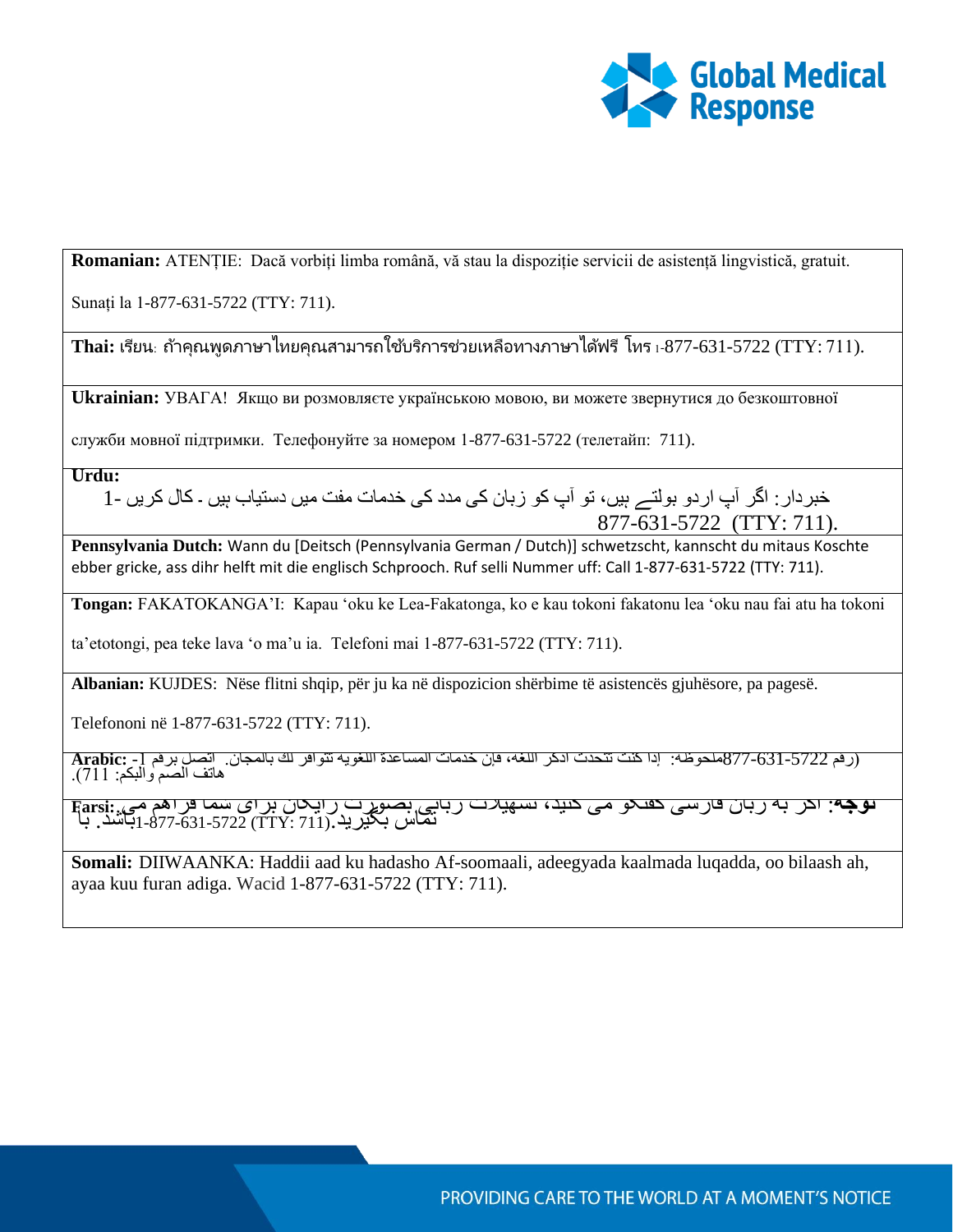**Romanian:** ATENȚIE: Dacă vorbiți limba română, vă stau la dispoziție servicii de asistență lingvistică, gratuit.

Sunați la 1-877-631-5722 (TTY: 711).

**Thai:** เรียน: ถ้าคุณพูดภาษาไทยคุณสามารถใช้บริการช่วยเหลือทางภาษาได้ฟรี โทร 1-877-631-5722 (TTY: 711).

**Ukrainian:** УВАГА! Якщо ви розмовляєте українською мовою, ви можете звернутися до безкоштовної

служби мовної підтримки. Телефонуйте за номером 1-877-631-5722 (телетайп: 711).

**Urdu:**

خبردار: اگر آپ اردو بولتے ہیں، تو آپ کو زبان کی مدد کی خدمات مفت میں دستیاب ہیں ۔ کال کریں 1-877-631-5722 (TTY: 711).

**Pennsylvania Dutch:** Wann du [Deitsch (Pennsylvania German / Dutch)] schwetzscht, kannscht du mitaus Koschte ebber gricke, ass dihr helft mit die englisch Schprooch. Ruf selli Nummer uff: Call 1-877-631-5722 (TTY: 711).

**Tongan:** FAKATOKANGA'I: Kapau 'oku ke Lea-Fakatonga, ko e kau tokoni fakatonu lea 'oku nau fai atu ha tokoni

ta'etotongi, pea teke lava 'o ma'u ia. Telefoni mai 1-877-631-5722 (TTY: 711).

**Albanian:** KUJDES: Nëse flitni shqip, për ju ka në dispozicion shërbime të asistencës gjuhësore, pa pagesë.

Telefononi në 1-877-631-5722 (TTY: 711).

**Arabic:** ملحوظة: إذا كنت تتحدث اذكر اللغة، فإن خدمات المساعدة اللغوية تتوافر لك بالمجان. اتصل برقم 1-877-631-5722 (رقم هاتف الصم والبكم: 711).

**Farsi:** توجه: اگر به زبان فارسی گفتگو می کنید، تسهیلات زبانی بصورت رایگان برای شما فراهم می باشد. با 1-877-631-5722 (TTY: 711) تماس بگیرید.

**Somali:** DIIWAANKA: Haddii aad ku hadasho Af-soomaali, adeegyada kaalmada luqadda, oo bilaash ah, ayaa kuu furan adiga. Wacid 1-877-631-5722 (TTY: 711).